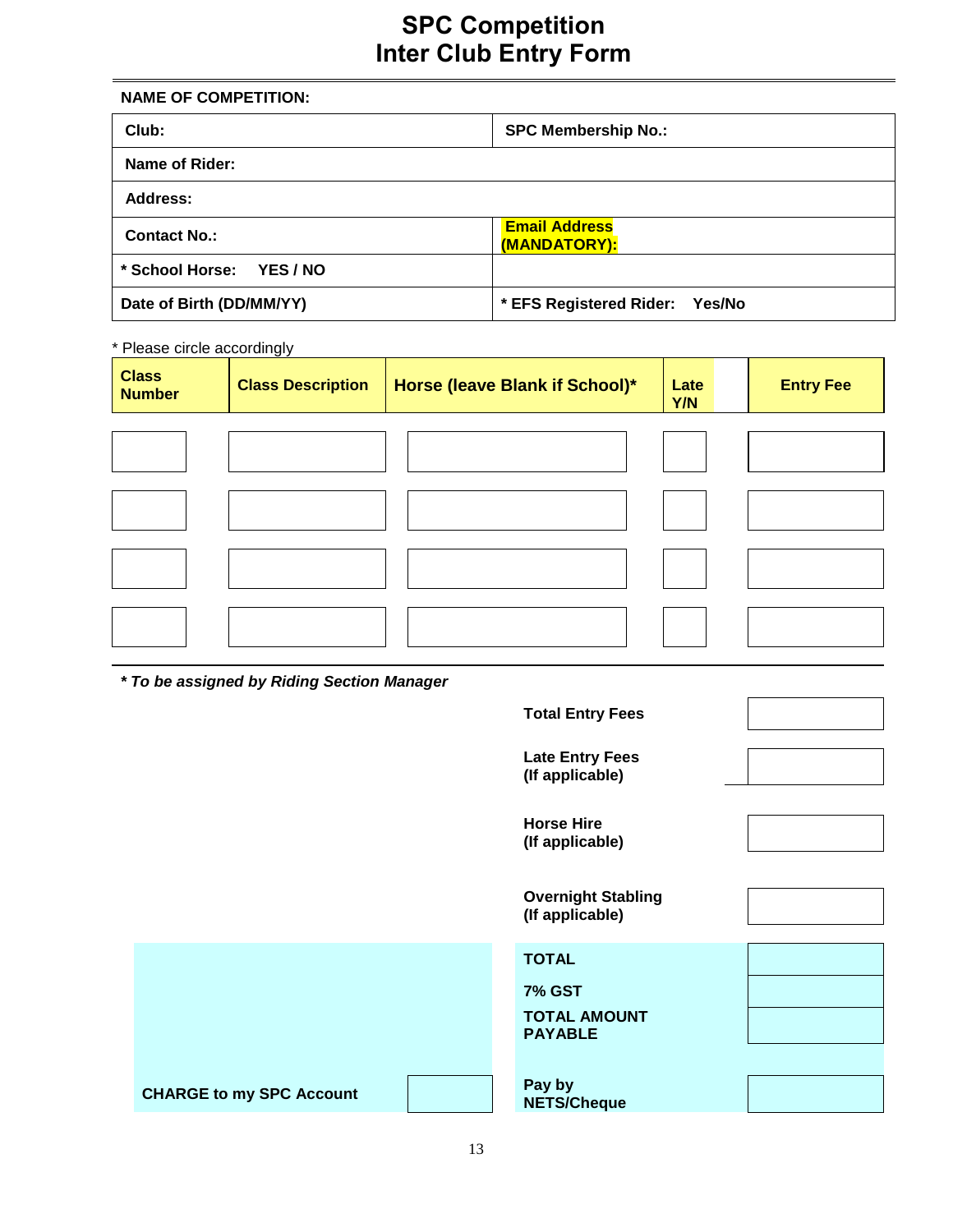# SPC Competition
# Inter Club Entry Form

**NAME OF COMPETITION:**

| | |
|---|---|
| **Club:** | **SPC Membership No.:** |
| **Name of Rider:** | |
| **Address:** | |
| **Contact No.:** | **Email Address (MANDATORY):** |
| **\* School Horse: YES / NO** | |
| **Date of Birth (DD/MM/YY)** | **\* EFS Registered Rider: Yes/No** |

\* Please circle accordingly

| Class Number | Class Description | Horse (leave Blank if School)* | Late Y/N | Entry Fee |
|---|---|---|---|---|
| | | | | |
| | | | | |
| | | | | |
| | | | | |

***\* To be assigned by Riding Section Manager***

| | |
|---|---|
| **Total Entry Fees** | |
| **Late Entry Fees (If applicable)** | |
| **Horse Hire (If applicable)** | |
| **Overnight Stabling (If applicable)** | |
| **TOTAL** | |
| **7% GST** | |
| **TOTAL AMOUNT PAYABLE** | |

| | | | |
|---|---|---|---|
| **CHARGE to my SPC Account** | | **Pay by NETS/Cheque** | |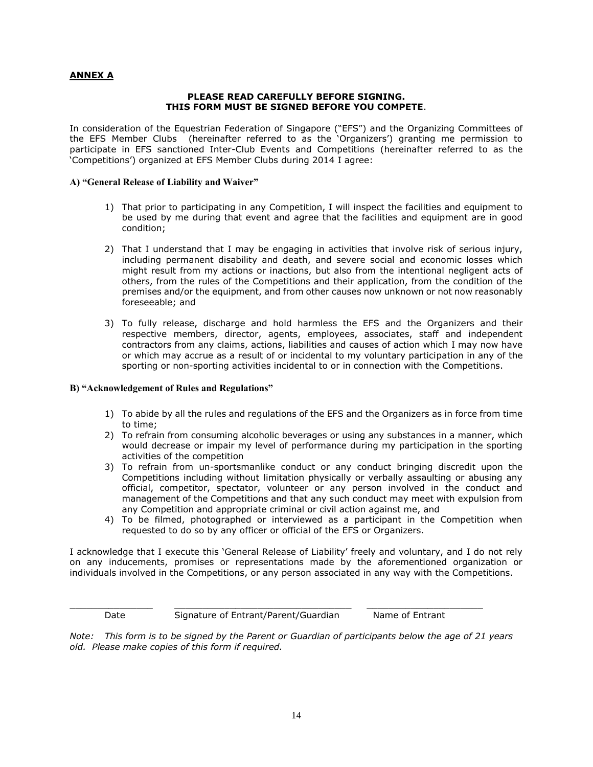**ANNEX A**

**PLEASE READ CAREFULLY BEFORE SIGNING.**
**THIS FORM MUST BE SIGNED BEFORE YOU COMPETE**.

In consideration of the Equestrian Federation of Singapore ("EFS") and the Organizing Committees of the EFS Member Clubs (hereinafter referred to as the 'Organizers') granting me permission to participate in EFS sanctioned Inter-Club Events and Competitions (hereinafter referred to as the 'Competitions') organized at EFS Member Clubs during 2014 I agree:

**A) "General Release of Liability and Waiver"**

1) That prior to participating in any Competition, I will inspect the facilities and equipment to be used by me during that event and agree that the facilities and equipment are in good condition;

2) That I understand that I may be engaging in activities that involve risk of serious injury, including permanent disability and death, and severe social and economic losses which might result from my actions or inactions, but also from the intentional negligent acts of others, from the rules of the Competitions and their application, from the condition of the premises and/or the equipment, and from other causes now unknown or not now reasonably foreseeable; and

3) To fully release, discharge and hold harmless the EFS and the Organizers and their respective members, director, agents, employees, associates, staff and independent contractors from any claims, actions, liabilities and causes of action which I may now have or which may accrue as a result of or incidental to my voluntary participation in any of the sporting or non-sporting activities incidental to or in connection with the Competitions.

**B) "Acknowledgement of Rules and Regulations"**

1) To abide by all the rules and regulations of the EFS and the Organizers as in force from time to time;
2) To refrain from consuming alcoholic beverages or using any substances in a manner, which would decrease or impair my level of performance during my participation in the sporting activities of the competition
3) To refrain from un-sportsmanlike conduct or any conduct bringing discredit upon the Competitions including without limitation physically or verbally assaulting or abusing any official, competitor, spectator, volunteer or any person involved in the conduct and management of the Competitions and that any such conduct may meet with expulsion from any Competition and appropriate criminal or civil action against me, and
4) To be filmed, photographed or interviewed as a participant in the Competition when requested to do so by any officer or official of the EFS or Organizers.

I acknowledge that I execute this 'General Release of Liability' freely and voluntary, and I do not rely on any inducements, promises or representations made by the aforementioned organization or individuals involved in the Competitions, or any person associated in any way with the Competitions.

\_\_\_\_\_\_\_\_\_\_\_\_\_\_\_ \_\_\_\_\_\_\_\_\_\_\_\_\_\_\_\_\_\_\_\_\_\_\_\_\_\_\_\_\_\_\_\_ \_\_\_\_\_\_\_\_\_\_\_\_\_\_\_\_\_\_\_\_\_

Date Signature of Entrant/Parent/Guardian Name of Entrant

*Note: This form is to be signed by the Parent or Guardian of participants below the age of 21 years old. Please make copies of this form if required.*